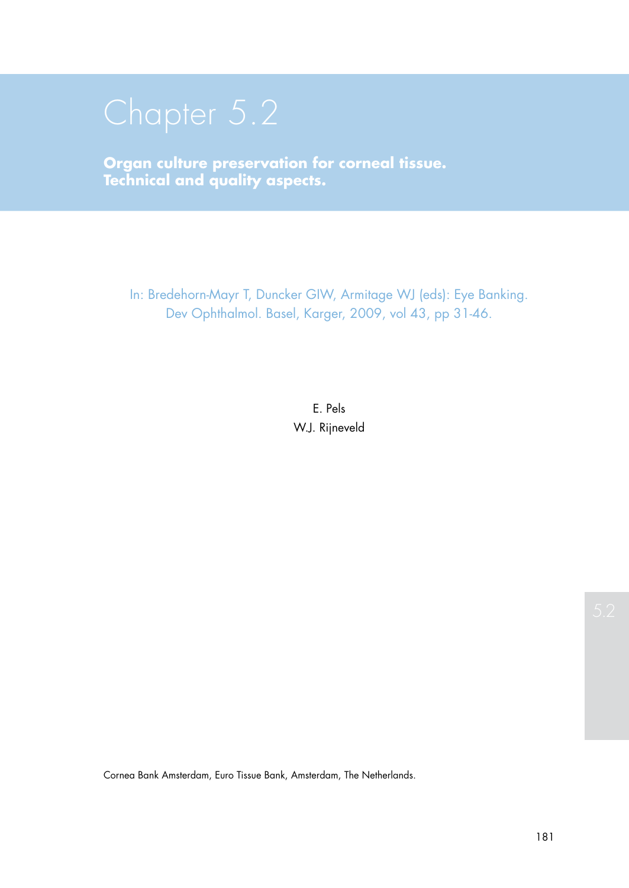# Chapter 5.2

## Organ culture preservation for corneal tissue. Technical and quality aspects.

In: Bredehorn-Mayr T, Duncker GIW, Armitage WJ (eds): Eye Banking. Dev Ophthalmol. Basel, Karger, 2009, vol 43, pp 31-46.

E. Pels

W.J. Rijneveld

Cornea Bank Amsterdam, Euro Tissue Bank, Amsterdam, The Netherlands.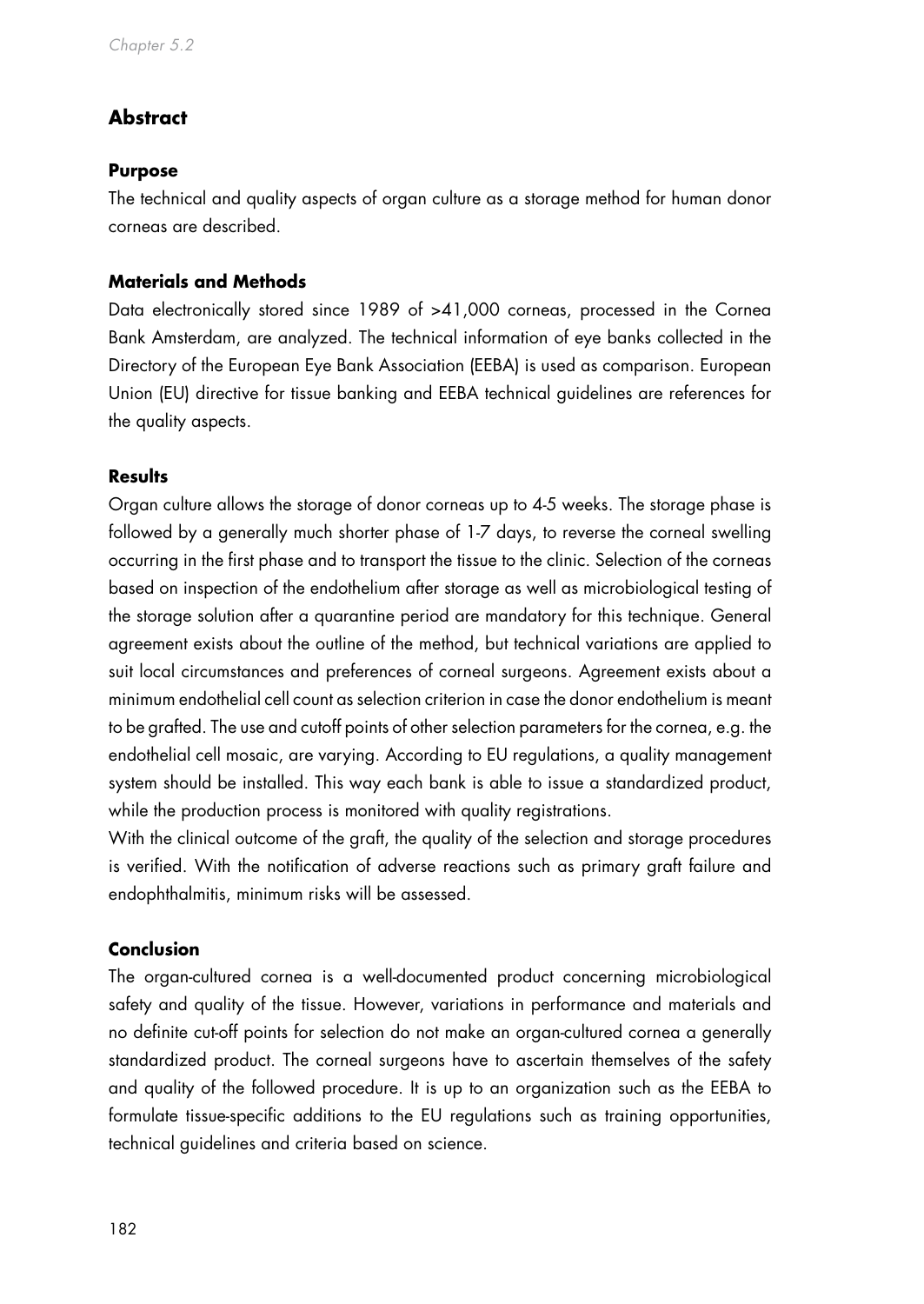## Abstract

### Purpose

The technical and quality aspects of organ culture as a storage method for human donor corneas are described.

### Materials and Methods

Data electronically stored since 1989 of >41,000 corneas, processed in the Cornea Bank Amsterdam, are analyzed. The technical information of eye banks collected in the Directory of the European Eye Bank Association (EEBA) is used as comparison. European Union (EU) directive for tissue banking and EEBA technical guidelines are references for the quality aspects.

### Results

Organ culture allows the storage of donor corneas up to 4-5 weeks. The storage phase is followed by a generally much shorter phase of 1-7 days, to reverse the corneal swelling occurring in the first phase and to transport the tissue to the clinic. Selection of the corneas based on inspection of the endothelium after storage as well as microbiological testing of the storage solution after a quarantine period are mandatory for this technique. General agreement exists about the outline of the method, but technical variations are applied to suit local circumstances and preferences of corneal surgeons. Agreement exists about a minimum endothelial cell count as selection criterion in case the donor endothelium is meant to be grafted. The use and cutoff points of other selection parameters for the cornea, e.g. the endothelial cell mosaic, are varying. According to EU regulations, a quality management system should be installed. This way each bank is able to issue a standardized product, while the production process is monitored with quality registrations.

With the clinical outcome of the graft, the quality of the selection and storage procedures is verified. With the notification of adverse reactions such as primary graft failure and endophthalmitis, minimum risks will be assessed.

### Conclusion

The organ-cultured cornea is a well-documented product concerning microbiological safety and quality of the tissue. However, variations in performance and materials and no definite cut-off points for selection do not make an organ-cultured cornea a generally standardized product. The corneal surgeons have to ascertain themselves of the safety and quality of the followed procedure. It is up to an organization such as the EEBA to formulate tissue-specific additions to the EU regulations such as training opportunities, technical guidelines and criteria based on science.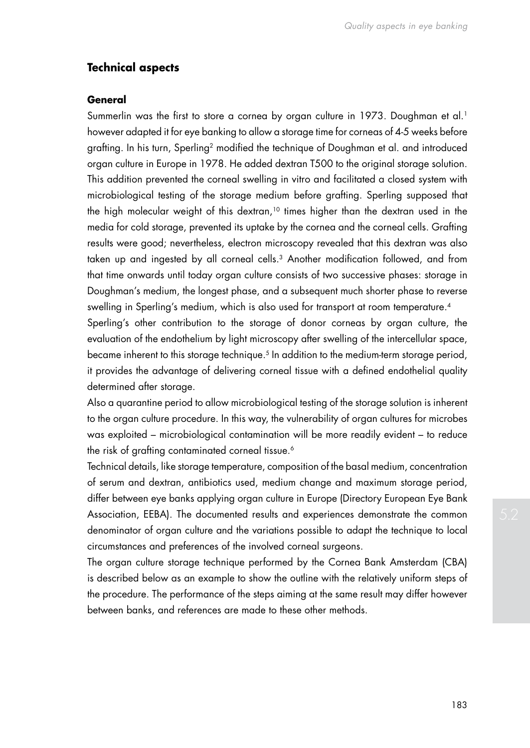## Technical aspects

### General

Summerlin was the first to store a cornea by organ culture in 1973. Doughman et al.[1] however adapted it for eye banking to allow a storage time for corneas of 4-5 weeks before grafting. In his turn, Sperling[2] modified the technique of Doughman et al. and introduced organ culture in Europe in 1978. He added dextran T500 to the original storage solution. This addition prevented the corneal swelling in vitro and facilitated a closed system with microbiological testing of the storage medium before grafting. Sperling supposed that the high molecular weight of this dextran,[10] times higher than the dextran used in the media for cold storage, prevented its uptake by the cornea and the corneal cells. Grafting results were good; nevertheless, electron microscopy revealed that this dextran was also taken up and ingested by all corneal cells.[3] Another modification followed, and from that time onwards until today organ culture consists of two successive phases: storage in Doughman's medium, the longest phase, and a subsequent much shorter phase to reverse swelling in Sperling's medium, which is also used for transport at room temperature.[4]

Sperling's other contribution to the storage of donor corneas by organ culture, the evaluation of the endothelium by light microscopy after swelling of the intercellular space, became inherent to this storage technique.[5] In addition to the medium-term storage period, it provides the advantage of delivering corneal tissue with a defined endothelial quality determined after storage.

Also a quarantine period to allow microbiological testing of the storage solution is inherent to the organ culture procedure. In this way, the vulnerability of organ cultures for microbes was exploited – microbiological contamination will be more readily evident – to reduce the risk of grafting contaminated corneal tissue.[6]

Technical details, like storage temperature, composition of the basal medium, concentration of serum and dextran, antibiotics used, medium change and maximum storage period, differ between eye banks applying organ culture in Europe (Directory European Eye Bank Association, EEBA). The documented results and experiences demonstrate the common denominator of organ culture and the variations possible to adapt the technique to local circumstances and preferences of the involved corneal surgeons.

The organ culture storage technique performed by the Cornea Bank Amsterdam (CBA) is described below as an example to show the outline with the relatively uniform steps of the procedure. The performance of the steps aiming at the same result may differ however between banks, and references are made to these other methods.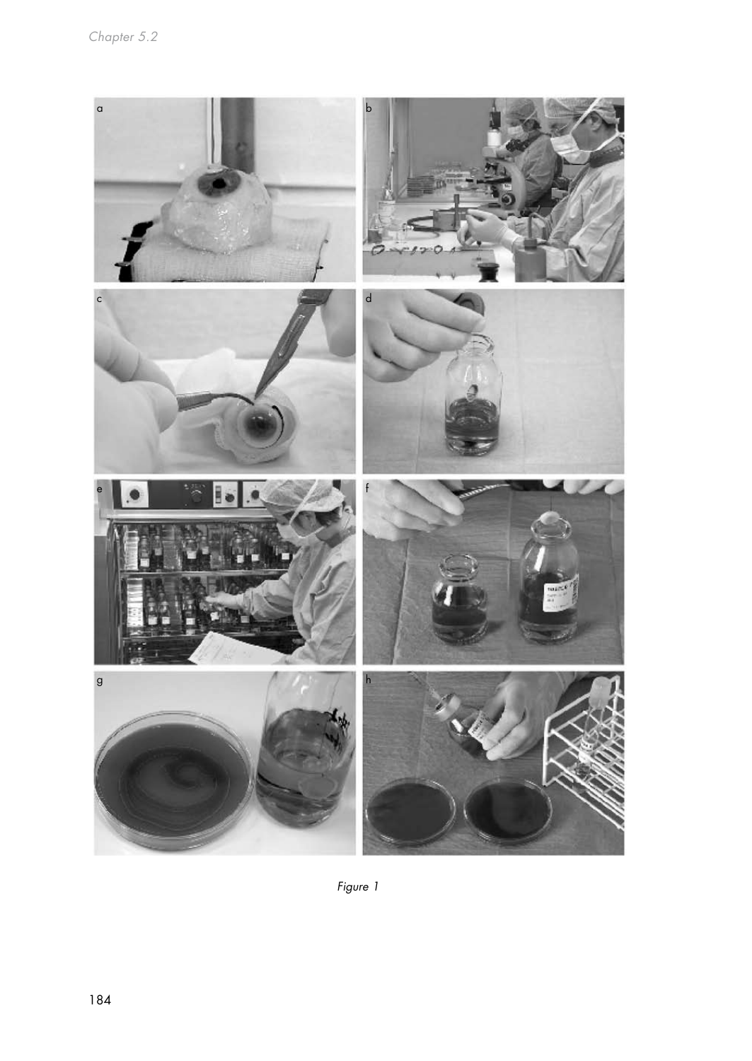Figure 1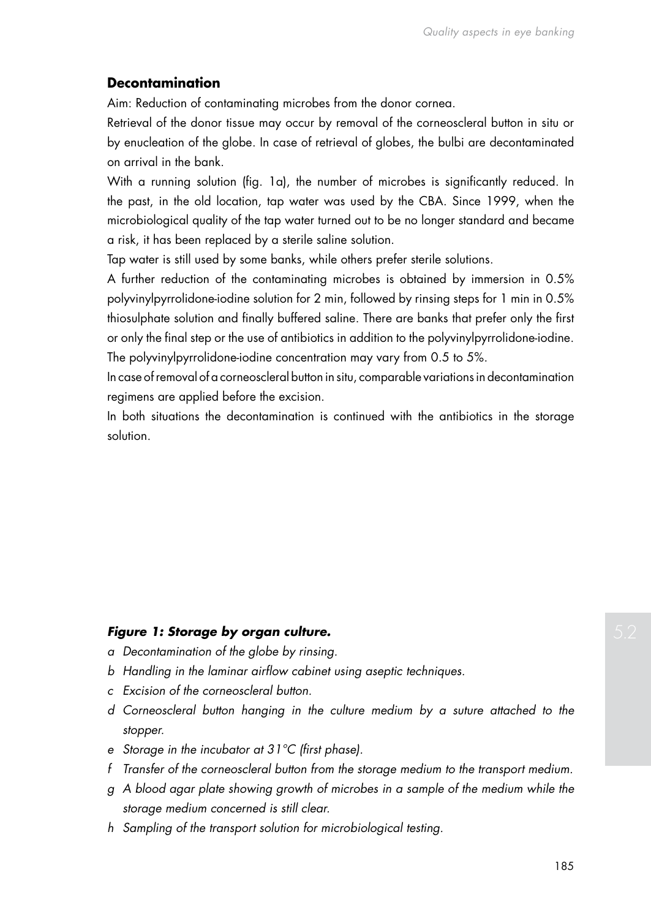## Decontamination

Aim: Reduction of contaminating microbes from the donor cornea.

Retrieval of the donor tissue may occur by removal of the corneoscleral button in situ or by enucleation of the globe. In case of retrieval of globes, the bulbi are decontaminated on arrival in the bank.

With a running solution (fig. 1a), the number of microbes is significantly reduced. In the past, in the old location, tap water was used by the CBA. Since 1999, when the microbiological quality of the tap water turned out to be no longer standard and became a risk, it has been replaced by a sterile saline solution.

Tap water is still used by some banks, while others prefer sterile solutions.

A further reduction of the contaminating microbes is obtained by immersion in 0.5% polyvinylpyrrolidone-iodine solution for 2 min, followed by rinsing steps for 1 min in 0.5% thiosulphate solution and finally buffered saline. There are banks that prefer only the first or only the final step or the use of antibiotics in addition to the polyvinylpyrrolidone-iodine. The polyvinylpyrrolidone-iodine concentration may vary from 0.5 to 5%.

In case of removal of a corneoscleral button in situ, comparable variations in decontamination regimens are applied before the excision.

In both situations the decontamination is continued with the antibiotics in the storage solution.

***Figure 1: Storage by organ culture.***

*a Decontamination of the globe by rinsing.*

*b Handling in the laminar airflow cabinet using aseptic techniques.*

*c Excision of the corneoscleral button.*

*d Corneoscleral button hanging in the culture medium by a suture attached to the stopper.*

*e Storage in the incubator at 31°C (first phase).*

*f Transfer of the corneoscleral button from the storage medium to the transport medium.*

*g A blood agar plate showing growth of microbes in a sample of the medium while the storage medium concerned is still clear.*

*h Sampling of the transport solution for microbiological testing.*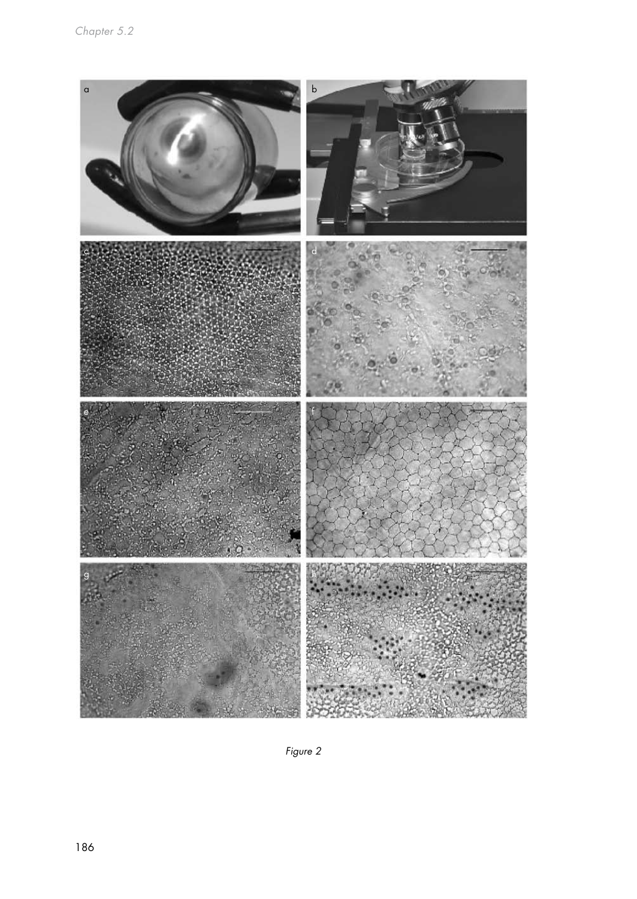*Figure 2*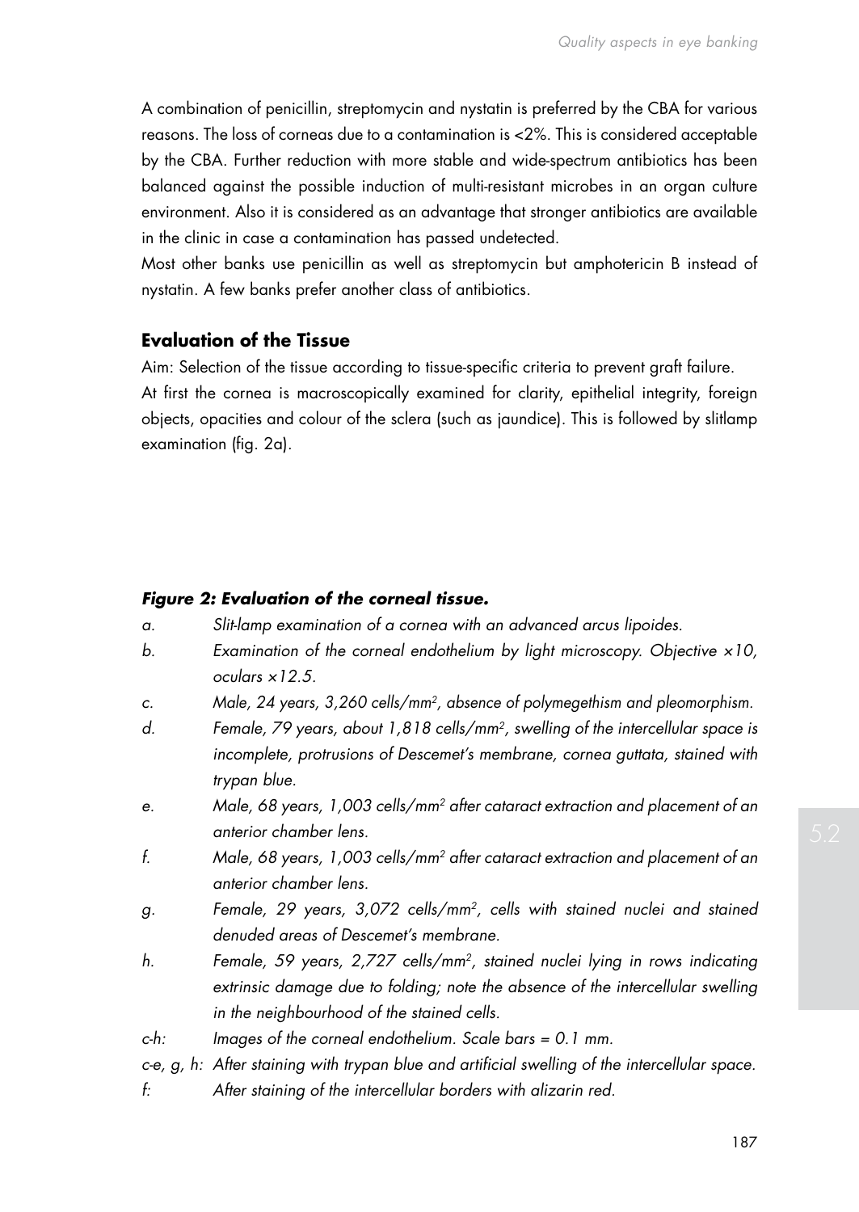A combination of penicillin, streptomycin and nystatin is preferred by the CBA for various reasons. The loss of corneas due to a contamination is <2%. This is considered acceptable by the CBA. Further reduction with more stable and wide-spectrum antibiotics has been balanced against the possible induction of multi-resistant microbes in an organ culture environment. Also it is considered as an advantage that stronger antibiotics are available in the clinic in case a contamination has passed undetected.

Most other banks use penicillin as well as streptomycin but amphotericin B instead of nystatin. A few banks prefer another class of antibiotics.

## Evaluation of the Tissue

Aim: Selection of the tissue according to tissue-specific criteria to prevent graft failure.

At first the cornea is macroscopically examined for clarity, epithelial integrity, foreign objects, opacities and colour of the sclera (such as jaundice). This is followed by slitlamp examination (fig. 2a).

***Figure 2: Evaluation of the corneal tissue.***

*a. Slit-lamp examination of a cornea with an advanced arcus lipoides.*

*b. Examination of the corneal endothelium by light microscopy. Objective ×10, oculars ×12.5.*

*c. Male, 24 years, 3,260 cells/mm$^2$, absence of polymegethism and pleomorphism.*

*d. Female, 79 years, about 1,818 cells/mm$^2$, swelling of the intercellular space is incomplete, protrusions of Descemet's membrane, cornea guttata, stained with trypan blue.*

*e. Male, 68 years, 1,003 cells/mm$^2$ after cataract extraction and placement of an anterior chamber lens.*

*f. Male, 68 years, 1,003 cells/mm$^2$ after cataract extraction and placement of an anterior chamber lens.*

*g. Female, 29 years, 3,072 cells/mm$^2$, cells with stained nuclei and stained denuded areas of Descemet's membrane.*

*h. Female, 59 years, 2,727 cells/mm$^2$, stained nuclei lying in rows indicating extrinsic damage due to folding; note the absence of the intercellular swelling in the neighbourhood of the stained cells.*

*c-h: Images of the corneal endothelium. Scale bars = 0.1 mm.*

*c-e, g, h: After staining with trypan blue and artificial swelling of the intercellular space.*

*f: After staining of the intercellular borders with alizarin red.*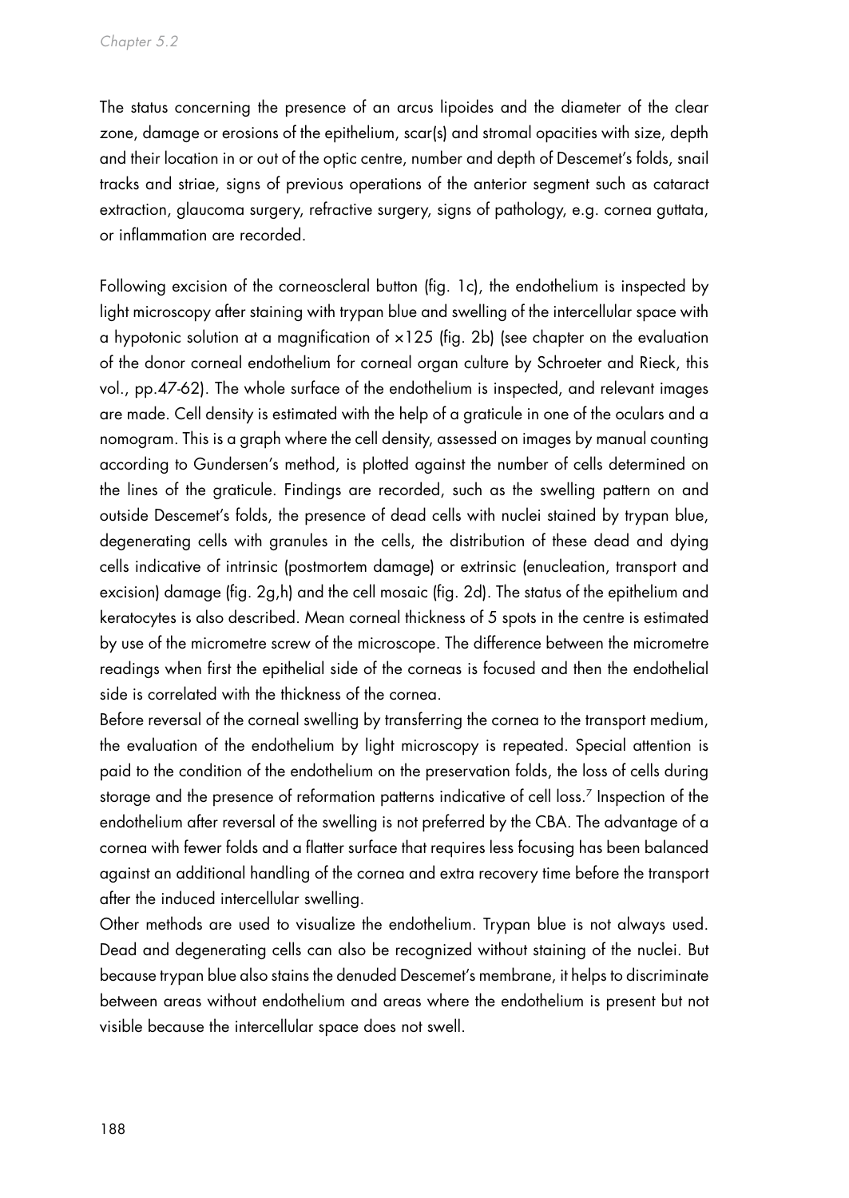The status concerning the presence of an arcus lipoides and the diameter of the clear zone, damage or erosions of the epithelium, scar(s) and stromal opacities with size, depth and their location in or out of the optic centre, number and depth of Descemet's folds, snail tracks and striae, signs of previous operations of the anterior segment such as cataract extraction, glaucoma surgery, refractive surgery, signs of pathology, e.g. cornea guttata, or inflammation are recorded.

Following excision of the corneoscleral button (fig. 1c), the endothelium is inspected by light microscopy after staining with trypan blue and swelling of the intercellular space with a hypotonic solution at a magnification of ×125 (fig. 2b) (see chapter on the evaluation of the donor corneal endothelium for corneal organ culture by Schroeter and Rieck, this vol., pp.47-62). The whole surface of the endothelium is inspected, and relevant images are made. Cell density is estimated with the help of a graticule in one of the oculars and a nomogram. This is a graph where the cell density, assessed on images by manual counting according to Gundersen's method, is plotted against the number of cells determined on the lines of the graticule. Findings are recorded, such as the swelling pattern on and outside Descemet's folds, the presence of dead cells with nuclei stained by trypan blue, degenerating cells with granules in the cells, the distribution of these dead and dying cells indicative of intrinsic (postmortem damage) or extrinsic (enucleation, transport and excision) damage (fig. 2g,h) and the cell mosaic (fig. 2d). The status of the epithelium and keratocytes is also described. Mean corneal thickness of 5 spots in the centre is estimated by use of the micrometre screw of the microscope. The difference between the micrometre readings when first the epithelial side of the corneas is focused and then the endothelial side is correlated with the thickness of the cornea.

Before reversal of the corneal swelling by transferring the cornea to the transport medium, the evaluation of the endothelium by light microscopy is repeated. Special attention is paid to the condition of the endothelium on the preservation folds, the loss of cells during storage and the presence of reformation patterns indicative of cell loss.[7] Inspection of the endothelium after reversal of the swelling is not preferred by the CBA. The advantage of a cornea with fewer folds and a flatter surface that requires less focusing has been balanced against an additional handling of the cornea and extra recovery time before the transport after the induced intercellular swelling.

Other methods are used to visualize the endothelium. Trypan blue is not always used. Dead and degenerating cells can also be recognized without staining of the nuclei. But because trypan blue also stains the denuded Descemet's membrane, it helps to discriminate between areas without endothelium and areas where the endothelium is present but not visible because the intercellular space does not swell.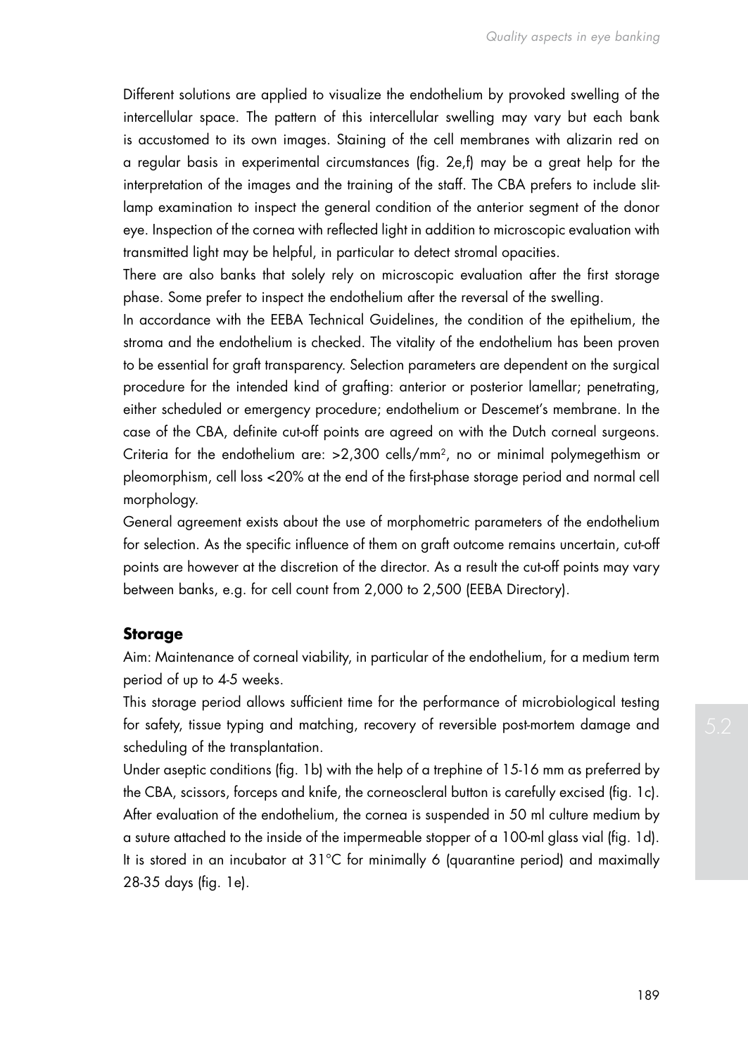Different solutions are applied to visualize the endothelium by provoked swelling of the intercellular space. The pattern of this intercellular swelling may vary but each bank is accustomed to its own images. Staining of the cell membranes with alizarin red on a regular basis in experimental circumstances (fig. 2e,f) may be a great help for the interpretation of the images and the training of the staff. The CBA prefers to include slit-lamp examination to inspect the general condition of the anterior segment of the donor eye. Inspection of the cornea with reflected light in addition to microscopic evaluation with transmitted light may be helpful, in particular to detect stromal opacities.

There are also banks that solely rely on microscopic evaluation after the first storage phase. Some prefer to inspect the endothelium after the reversal of the swelling.

In accordance with the EEBA Technical Guidelines, the condition of the epithelium, the stroma and the endothelium is checked. The vitality of the endothelium has been proven to be essential for graft transparency. Selection parameters are dependent on the surgical procedure for the intended kind of grafting: anterior or posterior lamellar; penetrating, either scheduled or emergency procedure; endothelium or Descemet's membrane. In the case of the CBA, definite cut-off points are agreed on with the Dutch corneal surgeons. Criteria for the endothelium are: >2,300 cells/mm$^2$, no or minimal polymegethism or pleomorphism, cell loss <20% at the end of the first-phase storage period and normal cell morphology.

General agreement exists about the use of morphometric parameters of the endothelium for selection. As the specific influence of them on graft outcome remains uncertain, cut-off points are however at the discretion of the director. As a result the cut-off points may vary between banks, e.g. for cell count from 2,000 to 2,500 (EEBA Directory).

## Storage

Aim: Maintenance of corneal viability, in particular of the endothelium, for a medium term period of up to 4-5 weeks.

This storage period allows sufficient time for the performance of microbiological testing for safety, tissue typing and matching, recovery of reversible post-mortem damage and scheduling of the transplantation.

Under aseptic conditions (fig. 1b) with the help of a trephine of 15-16 mm as preferred by the CBA, scissors, forceps and knife, the corneoscleral button is carefully excised (fig. 1c). After evaluation of the endothelium, the cornea is suspended in 50 ml culture medium by a suture attached to the inside of the impermeable stopper of a 100-ml glass vial (fig. 1d). It is stored in an incubator at 31°C for minimally 6 (quarantine period) and maximally 28-35 days (fig. 1e).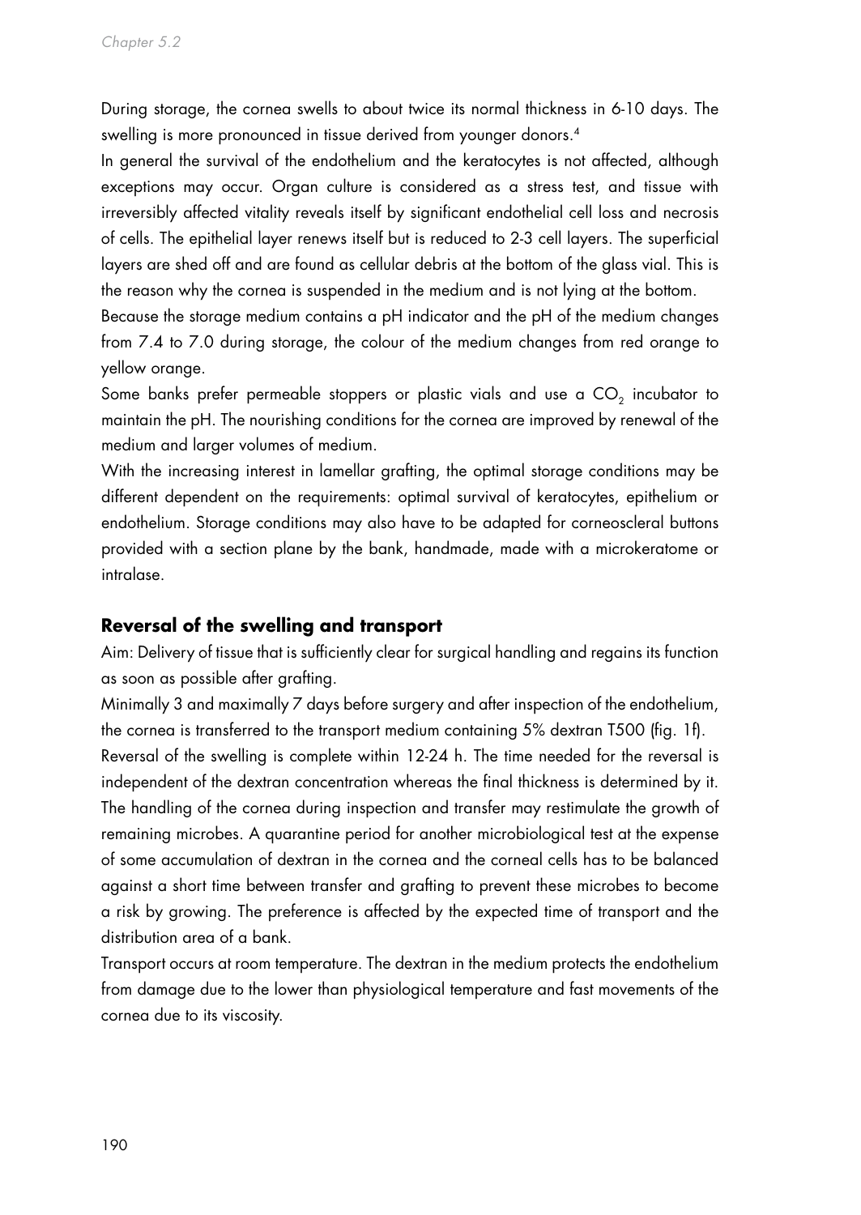During storage, the cornea swells to about twice its normal thickness in 6-10 days. The swelling is more pronounced in tissue derived from younger donors.[4]

In general the survival of the endothelium and the keratocytes is not affected, although exceptions may occur. Organ culture is considered as a stress test, and tissue with irreversibly affected vitality reveals itself by significant endothelial cell loss and necrosis of cells. The epithelial layer renews itself but is reduced to 2-3 cell layers. The superficial layers are shed off and are found as cellular debris at the bottom of the glass vial. This is the reason why the cornea is suspended in the medium and is not lying at the bottom.

Because the storage medium contains a pH indicator and the pH of the medium changes from 7.4 to 7.0 during storage, the colour of the medium changes from red orange to yellow orange.

Some banks prefer permeable stoppers or plastic vials and use a $CO_2$ incubator to maintain the pH. The nourishing conditions for the cornea are improved by renewal of the medium and larger volumes of medium.

With the increasing interest in lamellar grafting, the optimal storage conditions may be different dependent on the requirements: optimal survival of keratocytes, epithelium or endothelium. Storage conditions may also have to be adapted for corneoscleral buttons provided with a section plane by the bank, handmade, made with a microkeratome or intralase.

## Reversal of the swelling and transport

Aim: Delivery of tissue that is sufficiently clear for surgical handling and regains its function as soon as possible after grafting.

Minimally 3 and maximally 7 days before surgery and after inspection of the endothelium, the cornea is transferred to the transport medium containing 5% dextran T500 (fig. 1f).

Reversal of the swelling is complete within 12-24 h. The time needed for the reversal is independent of the dextran concentration whereas the final thickness is determined by it. The handling of the cornea during inspection and transfer may restimulate the growth of remaining microbes. A quarantine period for another microbiological test at the expense of some accumulation of dextran in the cornea and the corneal cells has to be balanced against a short time between transfer and grafting to prevent these microbes to become a risk by growing. The preference is affected by the expected time of transport and the distribution area of a bank.

Transport occurs at room temperature. The dextran in the medium protects the endothelium from damage due to the lower than physiological temperature and fast movements of the cornea due to its viscosity.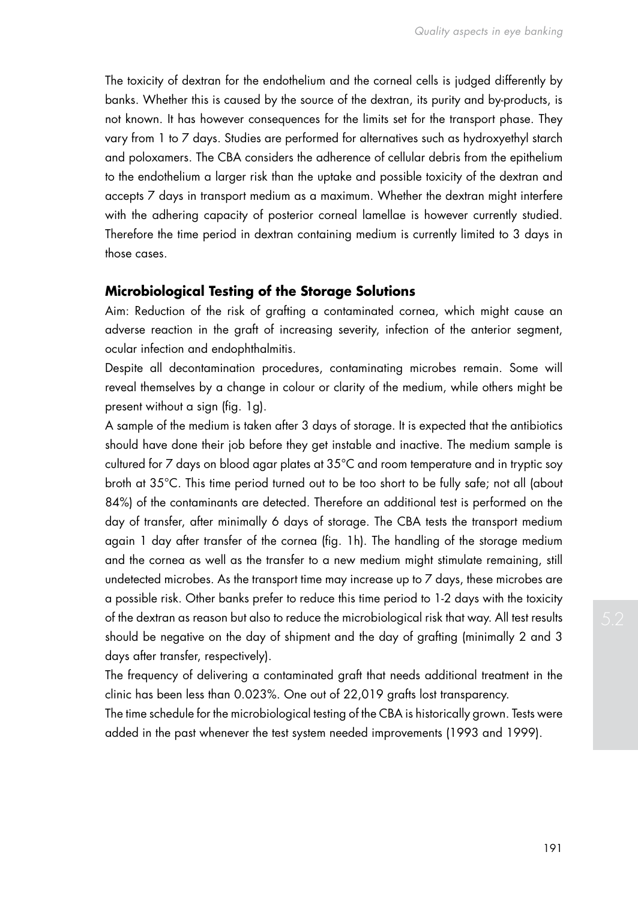The toxicity of dextran for the endothelium and the corneal cells is judged differently by banks. Whether this is caused by the source of the dextran, its purity and by-products, is not known. It has however consequences for the limits set for the transport phase. They vary from 1 to 7 days. Studies are performed for alternatives such as hydroxyethyl starch and poloxamers. The CBA considers the adherence of cellular debris from the epithelium to the endothelium a larger risk than the uptake and possible toxicity of the dextran and accepts 7 days in transport medium as a maximum. Whether the dextran might interfere with the adhering capacity of posterior corneal lamellae is however currently studied. Therefore the time period in dextran containing medium is currently limited to 3 days in those cases.

## Microbiological Testing of the Storage Solutions

Aim: Reduction of the risk of grafting a contaminated cornea, which might cause an adverse reaction in the graft of increasing severity, infection of the anterior segment, ocular infection and endophthalmitis.

Despite all decontamination procedures, contaminating microbes remain. Some will reveal themselves by a change in colour or clarity of the medium, while others might be present without a sign (fig. 1g).

A sample of the medium is taken after 3 days of storage. It is expected that the antibiotics should have done their job before they get instable and inactive. The medium sample is cultured for 7 days on blood agar plates at 35°C and room temperature and in tryptic soy broth at 35°C. This time period turned out to be too short to be fully safe; not all (about 84%) of the contaminants are detected. Therefore an additional test is performed on the day of transfer, after minimally 6 days of storage. The CBA tests the transport medium again 1 day after transfer of the cornea (fig. 1h). The handling of the storage medium and the cornea as well as the transfer to a new medium might stimulate remaining, still undetected microbes. As the transport time may increase up to 7 days, these microbes are a possible risk. Other banks prefer to reduce this time period to 1-2 days with the toxicity of the dextran as reason but also to reduce the microbiological risk that way. All test results should be negative on the day of shipment and the day of grafting (minimally 2 and 3 days after transfer, respectively).

The frequency of delivering a contaminated graft that needs additional treatment in the clinic has been less than 0.023%. One out of 22,019 grafts lost transparency.

The time schedule for the microbiological testing of the CBA is historically grown. Tests were added in the past whenever the test system needed improvements (1993 and 1999).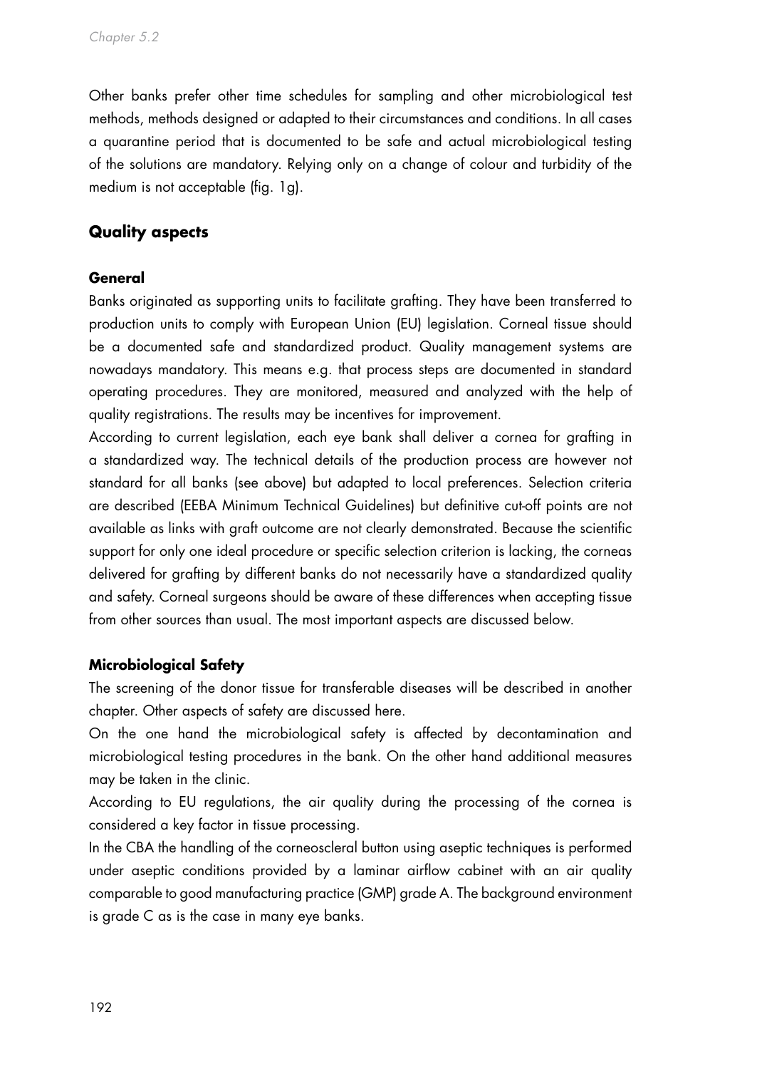Other banks prefer other time schedules for sampling and other microbiological test methods, methods designed or adapted to their circumstances and conditions. In all cases a quarantine period that is documented to be safe and actual microbiological testing of the solutions are mandatory. Relying only on a change of colour and turbidity of the medium is not acceptable (fig. 1g).

## Quality aspects

### General

Banks originated as supporting units to facilitate grafting. They have been transferred to production units to comply with European Union (EU) legislation. Corneal tissue should be a documented safe and standardized product. Quality management systems are nowadays mandatory. This means e.g. that process steps are documented in standard operating procedures. They are monitored, measured and analyzed with the help of quality registrations. The results may be incentives for improvement.

According to current legislation, each eye bank shall deliver a cornea for grafting in a standardized way. The technical details of the production process are however not standard for all banks (see above) but adapted to local preferences. Selection criteria are described (EEBA Minimum Technical Guidelines) but definitive cut-off points are not available as links with graft outcome are not clearly demonstrated. Because the scientific support for only one ideal procedure or specific selection criterion is lacking, the corneas delivered for grafting by different banks do not necessarily have a standardized quality and safety. Corneal surgeons should be aware of these differences when accepting tissue from other sources than usual. The most important aspects are discussed below.

### Microbiological Safety

The screening of the donor tissue for transferable diseases will be described in another chapter. Other aspects of safety are discussed here.

On the one hand the microbiological safety is affected by decontamination and microbiological testing procedures in the bank. On the other hand additional measures may be taken in the clinic.

According to EU regulations, the air quality during the processing of the cornea is considered a key factor in tissue processing.

In the CBA the handling of the corneoscleral button using aseptic techniques is performed under aseptic conditions provided by a laminar airflow cabinet with an air quality comparable to good manufacturing practice (GMP) grade A. The background environment is grade C as is the case in many eye banks.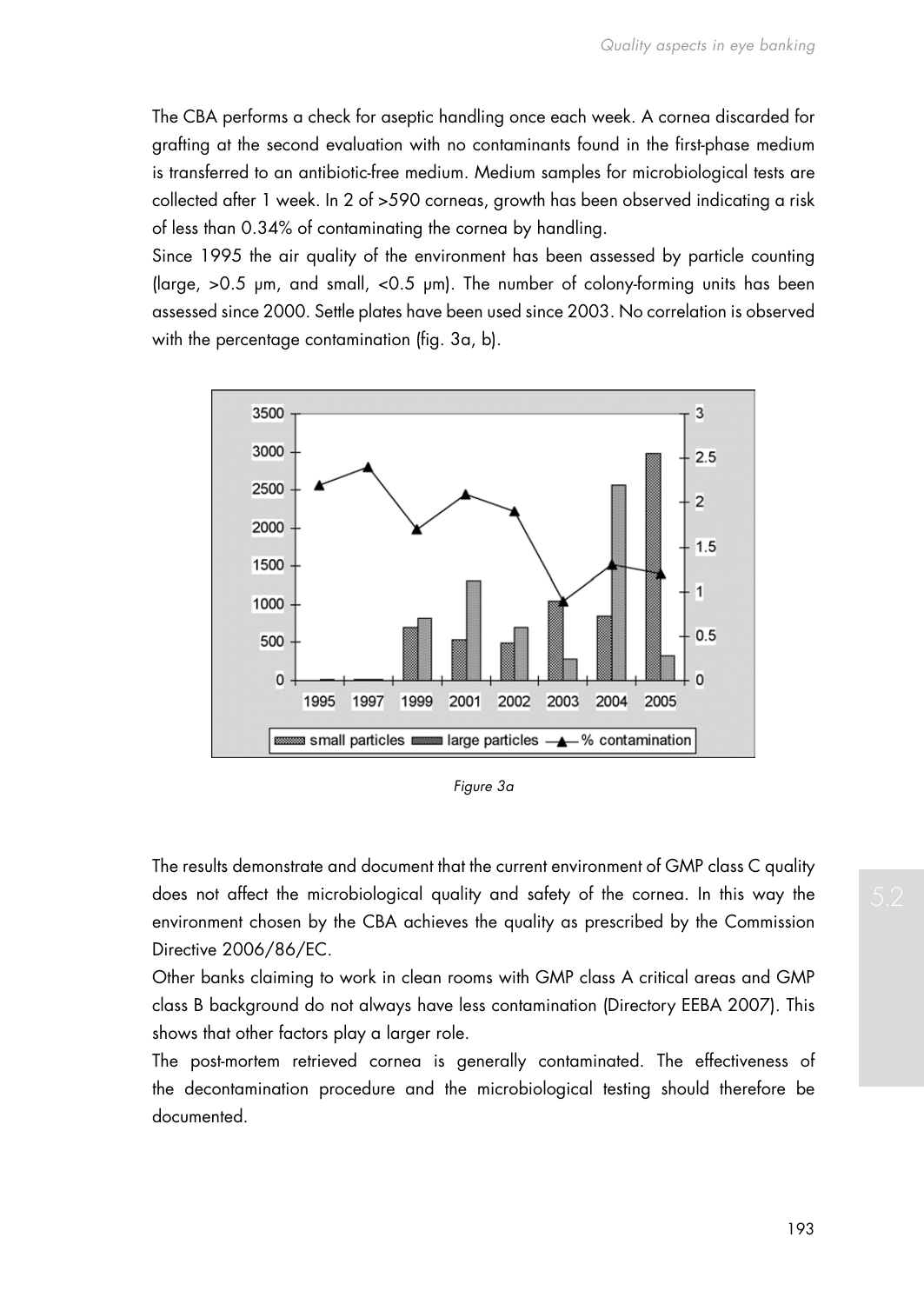The CBA performs a check for aseptic handling once each week. A cornea discarded for grafting at the second evaluation with no contaminants found in the first-phase medium is transferred to an antibiotic-free medium. Medium samples for microbiological tests are collected after 1 week. In 2 of >590 corneas, growth has been observed indicating a risk of less than 0.34% of contaminating the cornea by handling.

Since 1995 the air quality of the environment has been assessed by particle counting (large, >0.5 µm, and small, <0.5 µm). The number of colony-forming units has been assessed since 2000. Settle plates have been used since 2003. No correlation is observed with the percentage contamination (fig. 3a, b).

*Figure 3a*

The results demonstrate and document that the current environment of GMP class C quality does not affect the microbiological quality and safety of the cornea. In this way the environment chosen by the CBA achieves the quality as prescribed by the Commission Directive 2006/86/EC.

Other banks claiming to work in clean rooms with GMP class A critical areas and GMP class B background do not always have less contamination (Directory EEBA 2007). This shows that other factors play a larger role.

The post-mortem retrieved cornea is generally contaminated. The effectiveness of the decontamination procedure and the microbiological testing should therefore be documented.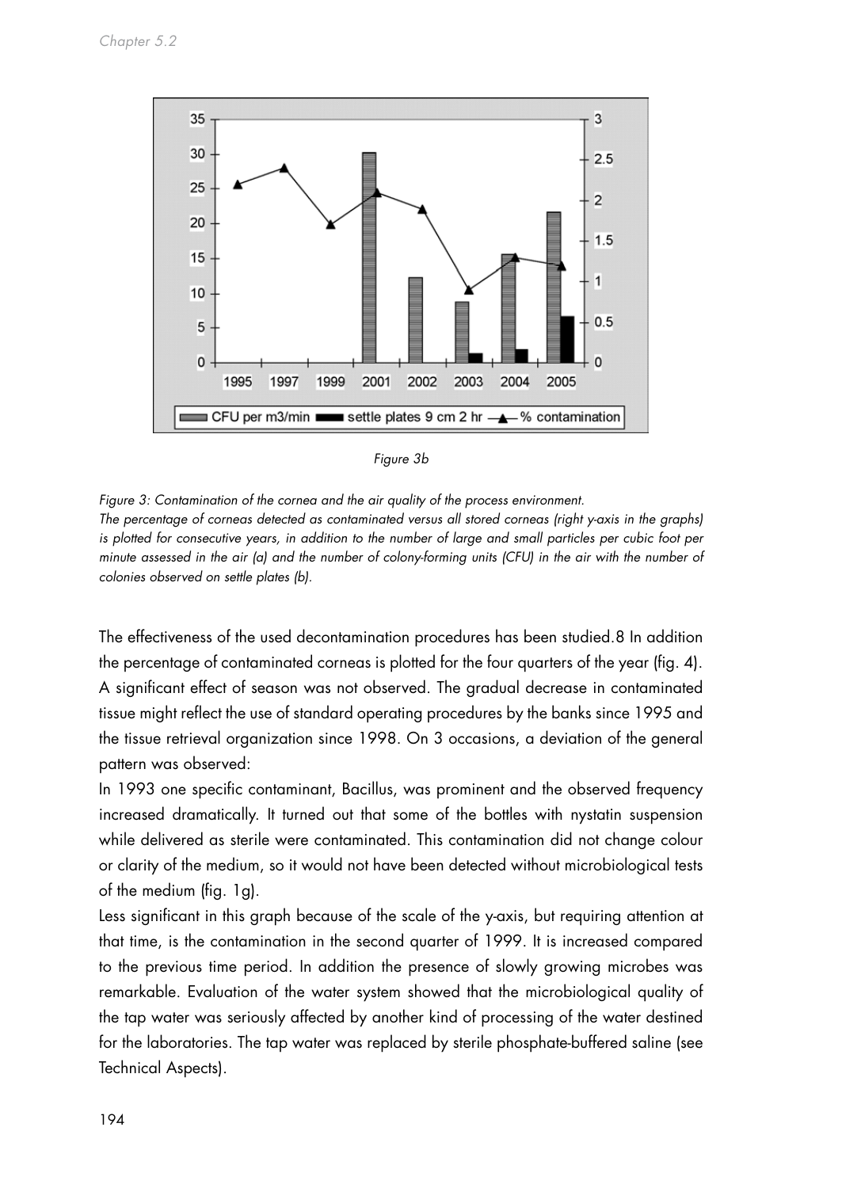Figure 3b

*Figure 3: Contamination of the cornea and the air quality of the process environment.*
*The percentage of corneas detected as contaminated versus all stored corneas (right y-axis in the graphs) is plotted for consecutive years, in addition to the number of large and small particles per cubic foot per minute assessed in the air (a) and the number of colony-forming units (CFU) in the air with the number of colonies observed on settle plates (b).*

The effectiveness of the used decontamination procedures has been studied.8 In addition the percentage of contaminated corneas is plotted for the four quarters of the year (fig. 4). A significant effect of season was not observed. The gradual decrease in contaminated tissue might reflect the use of standard operating procedures by the banks since 1995 and the tissue retrieval organization since 1998. On 3 occasions, a deviation of the general pattern was observed:

In 1993 one specific contaminant, Bacillus, was prominent and the observed frequency increased dramatically. It turned out that some of the bottles with nystatin suspension while delivered as sterile were contaminated. This contamination did not change colour or clarity of the medium, so it would not have been detected without microbiological tests of the medium (fig. 1g).

Less significant in this graph because of the scale of the y-axis, but requiring attention at that time, is the contamination in the second quarter of 1999. It is increased compared to the previous time period. In addition the presence of slowly growing microbes was remarkable. Evaluation of the water system showed that the microbiological quality of the tap water was seriously affected by another kind of processing of the water destined for the laboratories. The tap water was replaced by sterile phosphate-buffered saline (see Technical Aspects).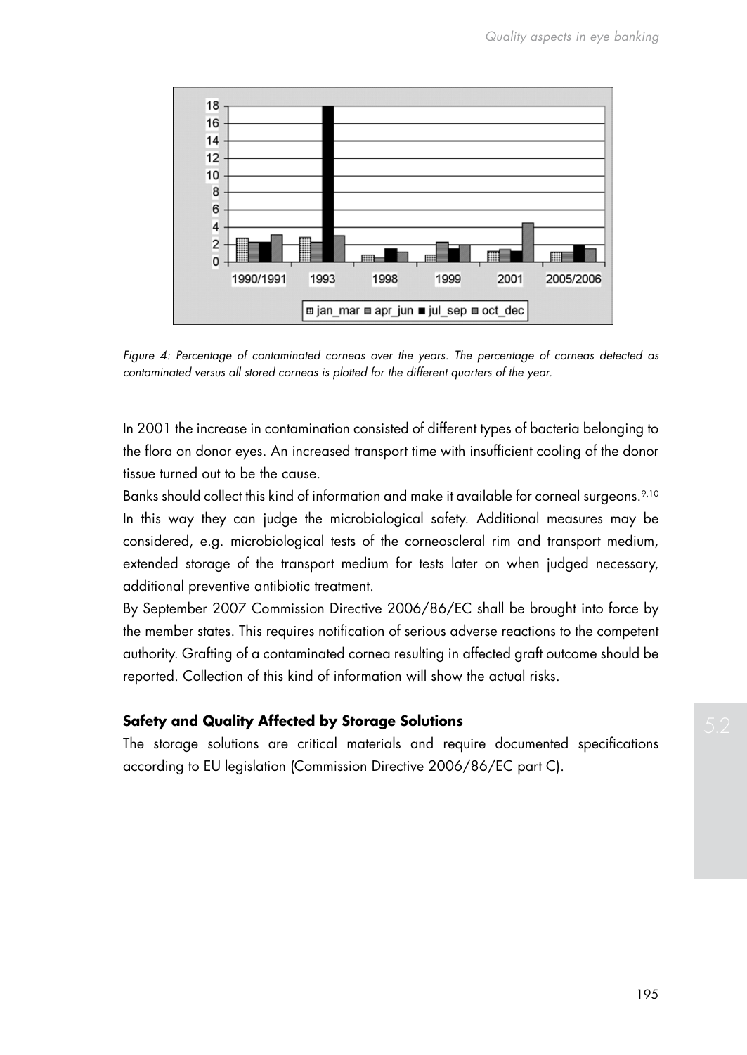Figure 4: Percentage of contaminated corneas over the years. The percentage of corneas detected as contaminated versus all stored corneas is plotted for the different quarters of the year.

In 2001 the increase in contamination consisted of different types of bacteria belonging to the flora on donor eyes. An increased transport time with insufficient cooling of the donor tissue turned out to be the cause.

Banks should collect this kind of information and make it available for corneal surgeons.[9,10] In this way they can judge the microbiological safety. Additional measures may be considered, e.g. microbiological tests of the corneoscleral rim and transport medium, extended storage of the transport medium for tests later on when judged necessary, additional preventive antibiotic treatment.

By September 2007 Commission Directive 2006/86/EC shall be brought into force by the member states. This requires notification of serious adverse reactions to the competent authority. Grafting of a contaminated cornea resulting in affected graft outcome should be reported. Collection of this kind of information will show the actual risks.

### Safety and Quality Affected by Storage Solutions

The storage solutions are critical materials and require documented specifications according to EU legislation (Commission Directive 2006/86/EC part C).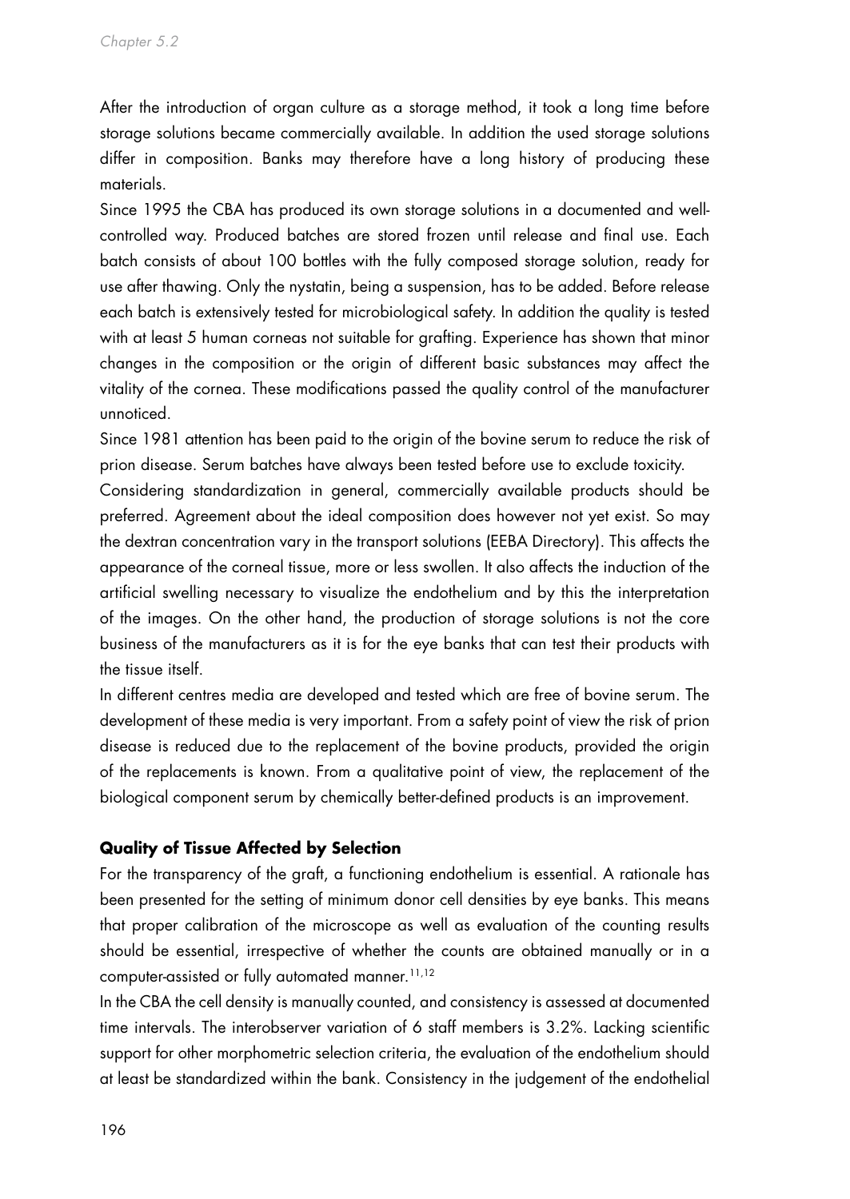After the introduction of organ culture as a storage method, it took a long time before storage solutions became commercially available. In addition the used storage solutions differ in composition. Banks may therefore have a long history of producing these materials.

Since 1995 the CBA has produced its own storage solutions in a documented and well-controlled way. Produced batches are stored frozen until release and final use. Each batch consists of about 100 bottles with the fully composed storage solution, ready for use after thawing. Only the nystatin, being a suspension, has to be added. Before release each batch is extensively tested for microbiological safety. In addition the quality is tested with at least 5 human corneas not suitable for grafting. Experience has shown that minor changes in the composition or the origin of different basic substances may affect the vitality of the cornea. These modifications passed the quality control of the manufacturer unnoticed.

Since 1981 attention has been paid to the origin of the bovine serum to reduce the risk of prion disease. Serum batches have always been tested before use to exclude toxicity.

Considering standardization in general, commercially available products should be preferred. Agreement about the ideal composition does however not yet exist. So may the dextran concentration vary in the transport solutions (EEBA Directory). This affects the appearance of the corneal tissue, more or less swollen. It also affects the induction of the artificial swelling necessary to visualize the endothelium and by this the interpretation of the images. On the other hand, the production of storage solutions is not the core business of the manufacturers as it is for the eye banks that can test their products with the tissue itself.

In different centres media are developed and tested which are free of bovine serum. The development of these media is very important. From a safety point of view the risk of prion disease is reduced due to the replacement of the bovine products, provided the origin of the replacements is known. From a qualitative point of view, the replacement of the biological component serum by chemically better-defined products is an improvement.

### Quality of Tissue Affected by Selection

For the transparency of the graft, a functioning endothelium is essential. A rationale has been presented for the setting of minimum donor cell densities by eye banks. This means that proper calibration of the microscope as well as evaluation of the counting results should be essential, irrespective of whether the counts are obtained manually or in a computer-assisted or fully automated manner.[11,12]

In the CBA the cell density is manually counted, and consistency is assessed at documented time intervals. The interobserver variation of 6 staff members is 3.2%. Lacking scientific support for other morphometric selection criteria, the evaluation of the endothelium should at least be standardized within the bank. Consistency in the judgement of the endothelial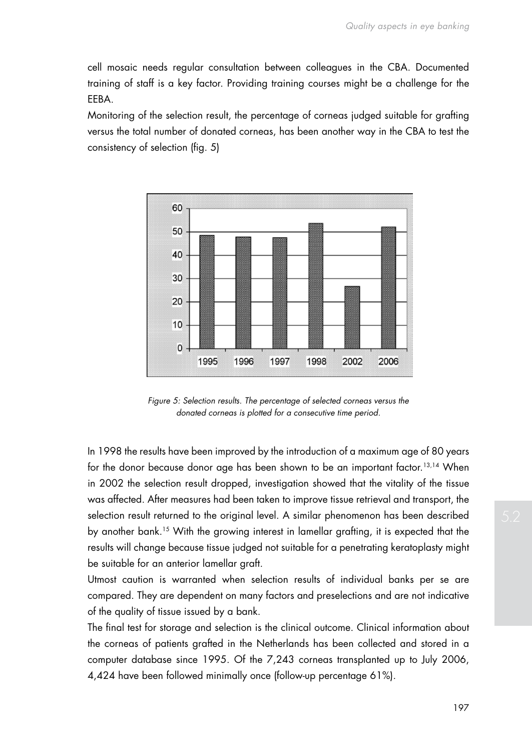cell mosaic needs regular consultation between colleagues in the CBA. Documented training of staff is a key factor. Providing training courses might be a challenge for the EEBA.

Monitoring of the selection result, the percentage of corneas judged suitable for grafting versus the total number of donated corneas, has been another way in the CBA to test the consistency of selection (fig. 5)

*Figure 5: Selection results. The percentage of selected corneas versus the donated corneas is plotted for a consecutive time period.*

In 1998 the results have been improved by the introduction of a maximum age of 80 years for the donor because donor age has been shown to be an important factor.[13,14] When in 2002 the selection result dropped, investigation showed that the vitality of the tissue was affected. After measures had been taken to improve tissue retrieval and transport, the selection result returned to the original level. A similar phenomenon has been described by another bank.[15] With the growing interest in lamellar grafting, it is expected that the results will change because tissue judged not suitable for a penetrating keratoplasty might be suitable for an anterior lamellar graft.

Utmost caution is warranted when selection results of individual banks per se are compared. They are dependent on many factors and preselections and are not indicative of the quality of tissue issued by a bank.

The final test for storage and selection is the clinical outcome. Clinical information about the corneas of patients grafted in the Netherlands has been collected and stored in a computer database since 1995. Of the 7,243 corneas transplanted up to July 2006, 4,424 have been followed minimally once (follow-up percentage 61%).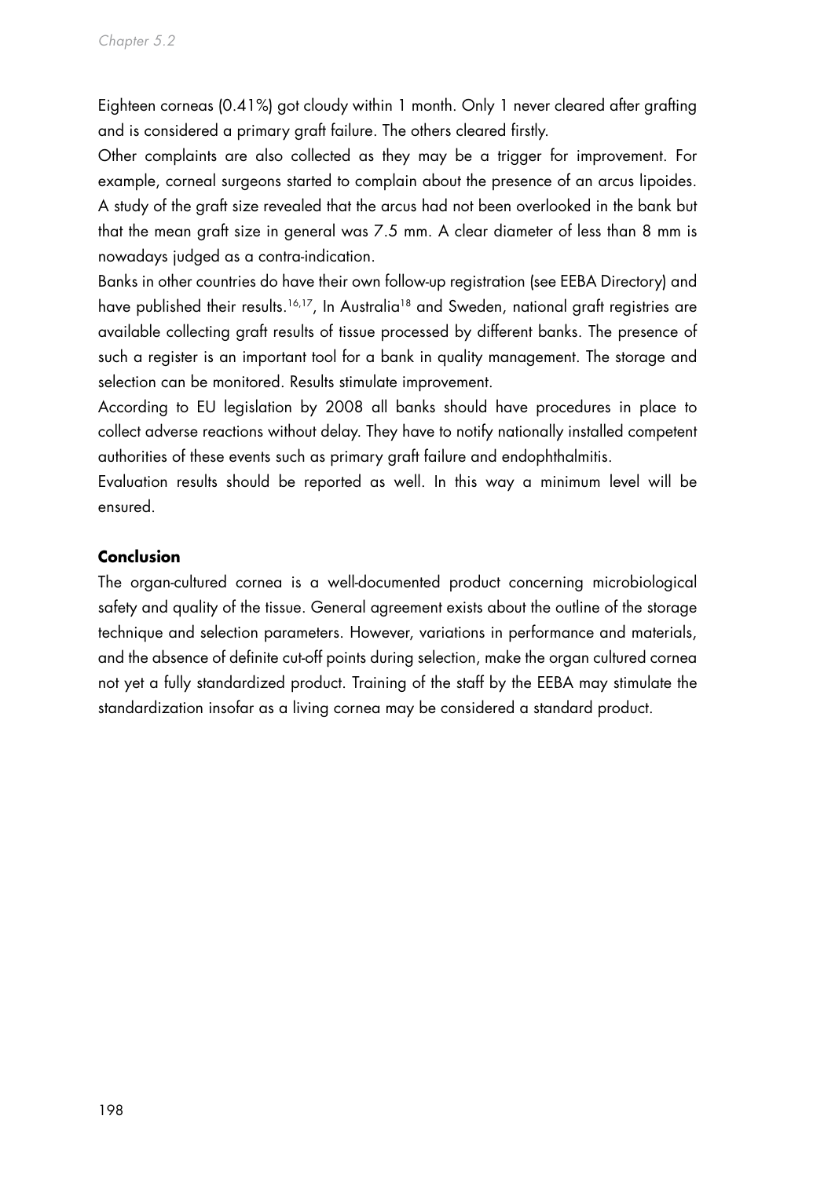Eighteen corneas (0.41%) got cloudy within 1 month. Only 1 never cleared after grafting and is considered a primary graft failure. The others cleared firstly.

Other complaints are also collected as they may be a trigger for improvement. For example, corneal surgeons started to complain about the presence of an arcus lipoides. A study of the graft size revealed that the arcus had not been overlooked in the bank but that the mean graft size in general was 7.5 mm. A clear diameter of less than 8 mm is nowadays judged as a contra-indication.

Banks in other countries do have their own follow-up registration (see EEBA Directory) and have published their results.[16,17], In Australia[18] and Sweden, national graft registries are available collecting graft results of tissue processed by different banks. The presence of such a register is an important tool for a bank in quality management. The storage and selection can be monitored. Results stimulate improvement.

According to EU legislation by 2008 all banks should have procedures in place to collect adverse reactions without delay. They have to notify nationally installed competent authorities of these events such as primary graft failure and endophthalmitis.

Evaluation results should be reported as well. In this way a minimum level will be ensured.

**Conclusion**

The organ-cultured cornea is a well-documented product concerning microbiological safety and quality of the tissue. General agreement exists about the outline of the storage technique and selection parameters. However, variations in performance and materials, and the absence of definite cut-off points during selection, make the organ cultured cornea not yet a fully standardized product. Training of the staff by the EEBA may stimulate the standardization insofar as a living cornea may be considered a standard product.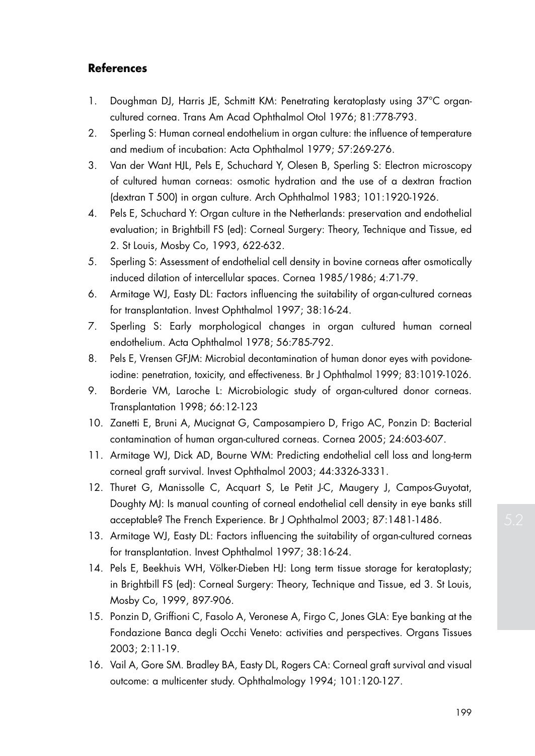## References

1. Doughman DJ, Harris JE, Schmitt KM: Penetrating keratoplasty using 37°C organ-cultured cornea. Trans Am Acad Ophthalmol Otol 1976; 81:778-793.
2. Sperling S: Human corneal endothelium in organ culture: the influence of temperature and medium of incubation: Acta Ophthalmol 1979; 57:269-276.
3. Van der Want HJL, Pels E, Schuchard Y, Olesen B, Sperling S: Electron microscopy of cultured human corneas: osmotic hydration and the use of a dextran fraction (dextran T 500) in organ culture. Arch Ophthalmol 1983; 101:1920-1926.
4. Pels E, Schuchard Y: Organ culture in the Netherlands: preservation and endothelial evaluation; in Brightbill FS (ed): Corneal Surgery: Theory, Technique and Tissue, ed 2. St Louis, Mosby Co, 1993, 622-632.
5. Sperling S: Assessment of endothelial cell density in bovine corneas after osmotically induced dilation of intercellular spaces. Cornea 1985/1986; 4:71-79.
6. Armitage WJ, Easty DL: Factors influencing the suitability of organ-cultured corneas for transplantation. Invest Ophthalmol 1997; 38:16-24.
7. Sperling S: Early morphological changes in organ cultured human corneal endothelium. Acta Ophthalmol 1978; 56:785-792.
8. Pels E, Vrensen GFJM: Microbial decontamination of human donor eyes with povidone-iodine: penetration, toxicity, and effectiveness. Br J Ophthalmol 1999; 83:1019-1026.
9. Borderie VM, Laroche L: Microbiologic study of organ-cultured donor corneas. Transplantation 1998; 66:12-123
10. Zanetti E, Bruni A, Mucignat G, Camposampiero D, Frigo AC, Ponzin D: Bacterial contamination of human organ-cultured corneas. Cornea 2005; 24:603-607.
11. Armitage WJ, Dick AD, Bourne WM: Predicting endothelial cell loss and long-term corneal graft survival. Invest Ophthalmol 2003; 44:3326-3331.
12. Thuret G, Manissolle C, Acquart S, Le Petit J-C, Maugery J, Campos-Guyotat, Doughty MJ: Is manual counting of corneal endothelial cell density in eye banks still acceptable? The French Experience. Br J Ophthalmol 2003; 87:1481-1486.
13. Armitage WJ, Easty DL: Factors influencing the suitability of organ-cultured corneas for transplantation. Invest Ophthalmol 1997; 38:16-24.
14. Pels E, Beekhuis WH, Völker-Dieben HJ: Long term tissue storage for keratoplasty; in Brightbill FS (ed): Corneal Surgery: Theory, Technique and Tissue, ed 3. St Louis, Mosby Co, 1999, 897-906.
15. Ponzin D, Griffioni C, Fasolo A, Veronese A, Firgo C, Jones GLA: Eye banking at the Fondazione Banca degli Occhi Veneto: activities and perspectives. Organs Tissues 2003; 2:11-19.
16. Vail A, Gore SM. Bradley BA, Easty DL, Rogers CA: Corneal graft survival and visual outcome: a multicenter study. Ophthalmology 1994; 101:120-127.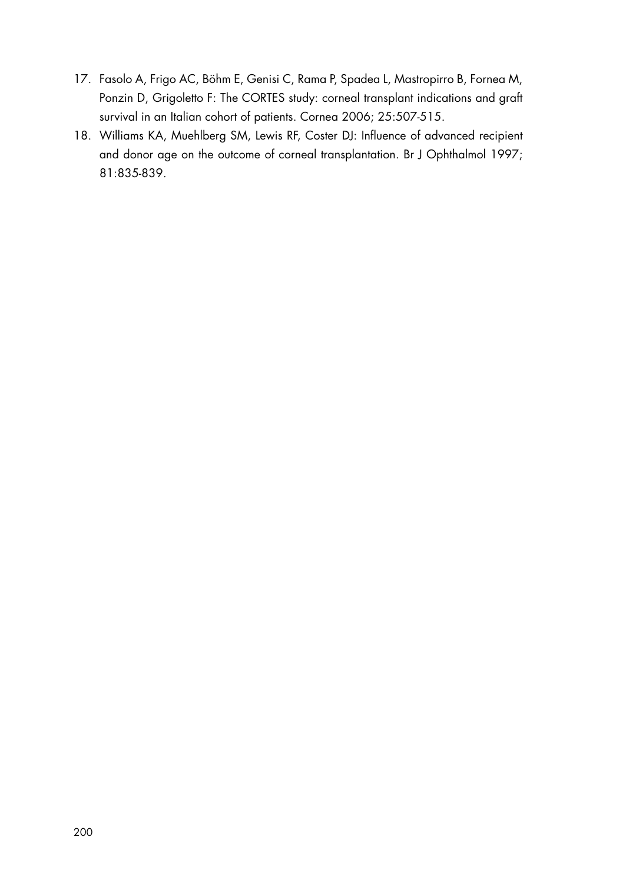17. Fasolo A, Frigo AC, Böhm E, Genisi C, Rama P, Spadea L, Mastropirro B, Fornea M, Ponzin D, Grigoletto F: The CORTES study: corneal transplant indications and graft survival in an Italian cohort of patients. Cornea 2006; 25:507-515.
18. Williams KA, Muehlberg SM, Lewis RF, Coster DJ: Influence of advanced recipient and donor age on the outcome of corneal transplantation. Br J Ophthalmol 1997; 81:835-839.